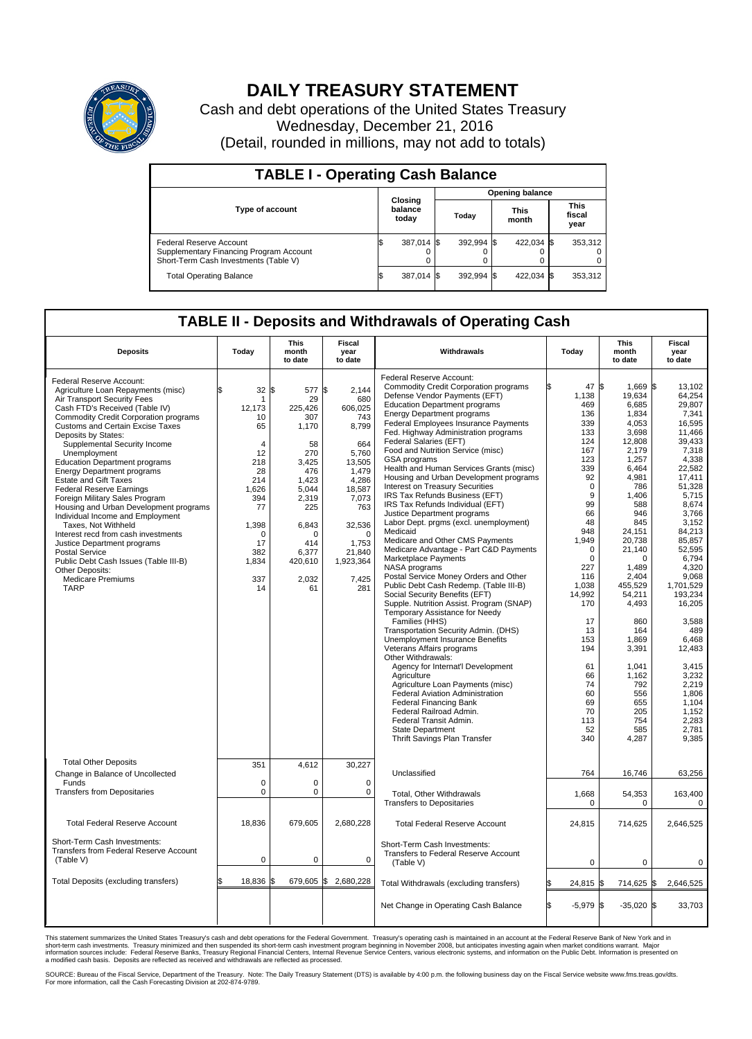# DAILY TREASURY STATEMENT

Cash and debt operations of the United States Treasury

Wednesday, December 21, 2016

(Detail, rounded in millions, may not add to totals)

## TABLE I - Operating Cash Balance

| Type of account | Closing balance today | Opening balance Today | Opening balance This month | Opening balance This fiscal year |
|---|---|---|---|---|
| Federal Reserve Account | $ 387,014 | $ 392,994 | $ 422,034 | $ 353,312 |
| Supplementary Financing Program Account | 0 | 0 | 0 | 0 |
| Short-Term Cash Investments (Table V) | 0 | 0 | 0 | 0 |
| Total Operating Balance | $ 387,014 | $ 392,994 | $ 422,034 | $ 353,312 |

## TABLE II - Deposits and Withdrawals of Operating Cash

| Deposits | Today | This month to date | Fiscal year to date |
|---|---|---|---|
| Federal Reserve Account: | | | |
| Agriculture Loan Repayments (misc) | $ 32 | $ 577 | $ 2,144 |
| Air Transport Security Fees | 1 | 29 | 680 |
| Cash FTD's Received (Table IV) | 12,173 | 225,426 | 606,025 |
| Commodity Credit Corporation programs | 10 | 307 | 743 |
| Customs and Certain Excise Taxes | 65 | 1,170 | 8,799 |
| Deposits by States: | | | |
| Supplemental Security Income | 4 | 58 | 664 |
| Unemployment | 12 | 270 | 5,760 |
| Education Department programs | 218 | 3,425 | 13,505 |
| Energy Department programs | 28 | 476 | 1,479 |
| Estate and Gift Taxes | 214 | 1,423 | 4,286 |
| Federal Reserve Earnings | 1,626 | 5,044 | 18,587 |
| Foreign Military Sales Program | 394 | 2,319 | 7,073 |
| Housing and Urban Development programs | 77 | 225 | 763 |
| Individual Income and Employment Taxes, Not Withheld | 1,398 | 6,843 | 32,536 |
| Interest recd from cash investments | 0 | 0 | 0 |
| Justice Department programs | 17 | 414 | 1,753 |
| Postal Service | 382 | 6,377 | 21,840 |
| Public Debt Cash Issues (Table III-B) | 1,834 | 420,610 | 1,923,364 |
| Other Deposits: | | | |
| Medicare Premiums | 337 | 2,032 | 7,425 |
| TARP | 14 | 61 | 281 |
| Total Other Deposits | 351 | 4,612 | 30,227 |
| Change in Balance of Uncollected Funds | 0 | 0 | 0 |
| Transfers from Depositaries | 0 | 0 | 0 |
| Total Federal Reserve Account | 18,836 | 679,605 | 2,680,228 |
| Short-Term Cash Investments: Transfers from Federal Reserve Account (Table V) | 0 | 0 | 0 |
| Total Deposits (excluding transfers) | $ 18,836 | $ 679,605 | $ 2,680,228 |

| Withdrawals | Today | This month to date | Fiscal year to date |
|---|---|---|---|
| Federal Reserve Account: | | | |
| Commodity Credit Corporation programs | $ 47 | $ 1,669 | $ 13,102 |
| Defense Vendor Payments (EFT) | 1,138 | 19,634 | 64,254 |
| Education Department programs | 469 | 6,685 | 29,807 |
| Energy Department programs | 136 | 1,834 | 7,341 |
| Federal Employees Insurance Payments | 339 | 4,053 | 16,595 |
| Fed. Highway Administration programs | 133 | 3,698 | 11,466 |
| Federal Salaries (EFT) | 124 | 12,808 | 39,433 |
| Food and Nutrition Service (misc) | 167 | 2,179 | 7,318 |
| GSA programs | 123 | 1,257 | 4,338 |
| Health and Human Services Grants (misc) | 339 | 6,464 | 22,582 |
| Housing and Urban Development programs | 92 | 4,981 | 17,411 |
| Interest on Treasury Securities | 0 | 786 | 51,328 |
| IRS Tax Refunds Business (EFT) | 9 | 1,406 | 5,715 |
| IRS Tax Refunds Individual (EFT) | 99 | 588 | 8,674 |
| Justice Department programs | 66 | 946 | 3,766 |
| Labor Dept. prgms (excl. unemployment) | 48 | 845 | 3,152 |
| Medicaid | 948 | 24,151 | 84,213 |
| Medicare and Other CMS Payments | 1,949 | 20,738 | 85,857 |
| Medicare Advantage - Part C&D Payments | 0 | 21,140 | 52,595 |
| Marketplace Payments | 0 | 0 | 6,794 |
| NASA programs | 227 | 1,489 | 4,320 |
| Postal Service Money Orders and Other | 116 | 2,404 | 9,068 |
| Public Debt Cash Redemp. (Table III-B) | 1,038 | 455,529 | 1,701,529 |
| Social Security Benefits (EFT) | 14,992 | 54,211 | 193,234 |
| Supple. Nutrition Assist. Program (SNAP) | 170 | 4,493 | 16,205 |
| Temporary Assistance for Needy Families (HHS) | 17 | 860 | 3,588 |
| Transportation Security Admin. (DHS) | 13 | 164 | 489 |
| Unemployment Insurance Benefits | 153 | 1,869 | 6,468 |
| Veterans Affairs programs | 194 | 3,391 | 12,483 |
| Other Withdrawals: | | | |
| Agency for Internat'l Development | 61 | 1,041 | 3,415 |
| Agriculture | 66 | 1,162 | 3,232 |
| Agriculture Loan Payments (misc) | 74 | 792 | 2,219 |
| Federal Aviation Administration | 60 | 556 | 1,806 |
| Federal Financing Bank | 69 | 655 | 1,104 |
| Federal Railroad Admin. | 70 | 205 | 1,152 |
| Federal Transit Admin. | 113 | 754 | 2,283 |
| State Department | 52 | 585 | 2,781 |
| Thrift Savings Plan Transfer | 340 | 4,287 | 9,385 |
| Unclassified | 764 | 16,746 | 63,256 |
| Total, Other Withdrawals | 1,668 | 54,353 | 163,400 |
| Transfers to Depositaries | 0 | 0 | 0 |
| Total Federal Reserve Account | 24,815 | 714,625 | 2,646,525 |
| Short-Term Cash Investments: Transfers to Federal Reserve Account (Table V) | 0 | 0 | 0 |
| Total Withdrawals (excluding transfers) | $ 24,815 | $ 714,625 | $ 2,646,525 |
| Net Change in Operating Cash Balance | $ -5,979 | $ -35,020 | $ 33,703 |

This statement summarizes the United States Treasury's cash and debt operations for the Federal Government. Treasury's operating cash is maintained in an account at the Federal Reserve Bank of New York and in short-term cash investments. Treasury minimized and then suspended its short-term cash investment program beginning in November 2008, but anticipates investing again when market conditions warrant. Major information sources include: Federal Reserve Banks, Treasury Regional Financial Centers, Internal Revenue Service Centers, various electronic systems, and information on the Public Debt. Information is presented on a modified cash basis. Deposits are reflected as received and withdrawals are reflected as processed.

SOURCE: Bureau of the Fiscal Service, Department of the Treasury. Note: The Daily Treasury Statement (DTS) is available by 4:00 p.m. the following business day on the Fiscal Service website www.fms.treas.gov/dts. For more information, call the Cash Forecasting Division at 202-874-9789.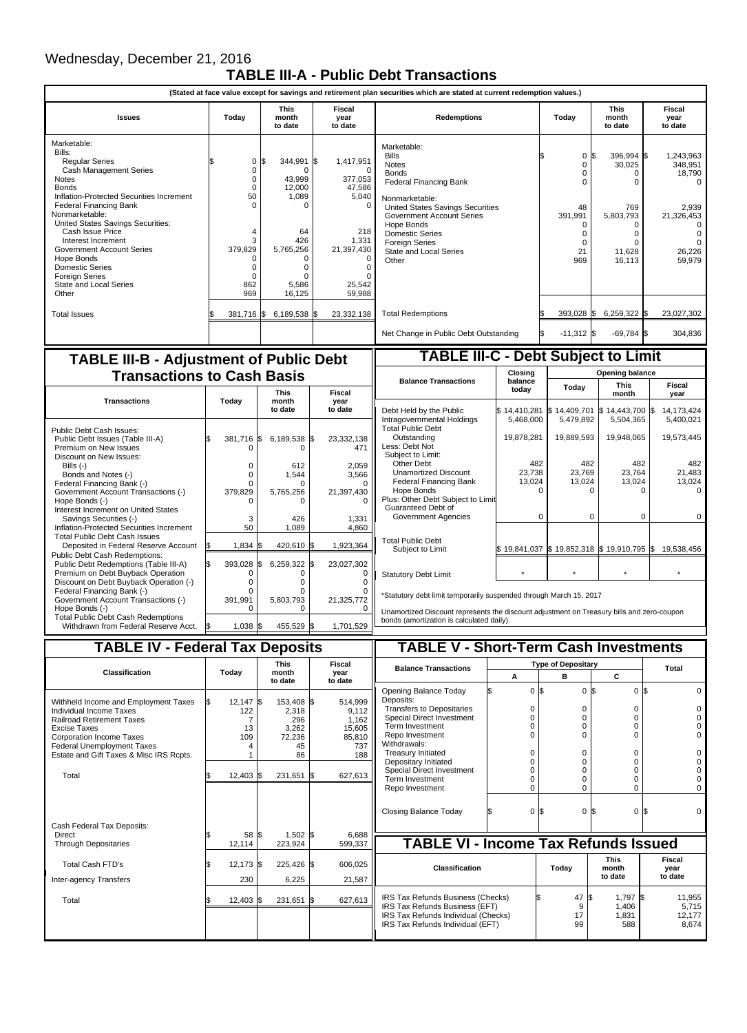Wednesday, December 21, 2016

# TABLE III-A - Public Debt Transactions

(Stated at face value except for savings and retirement plan securities which are stated at current redemption values.)

| Issues | Today | This month to date | Fiscal year to date |
|---|---|---|---|
| Marketable: | | | |
| Bills: | | | |
| Regular Series | $ 0 | $ 344,991 | $ 1,417,951 |
| Cash Management Series | 0 | 0 | 0 |
| Notes | 0 | 43,999 | 377,053 |
| Bonds | 0 | 12,000 | 47,586 |
| Inflation-Protected Securities Increment | 50 | 1,089 | 5,040 |
| Federal Financing Bank | 0 | 0 | 0 |
| Nonmarketable: | | | |
| United States Savings Securities: | | | |
| Cash Issue Price | 4 | 64 | 218 |
| Interest Increment | 3 | 426 | 1,331 |
| Government Account Series | 379,829 | 5,765,256 | 21,397,430 |
| Hope Bonds | 0 | 0 | 0 |
| Domestic Series | 0 | 0 | 0 |
| Foreign Series | 0 | 0 | 0 |
| State and Local Series | 862 | 5,586 | 25,542 |
| Other | 969 | 16,125 | 59,988 |
| Total Issues | $ 381,716 | $ 6,189,538 | $ 23,332,138 |

| Redemptions | Today | This month to date | Fiscal year to date |
|---|---|---|---|
| Marketable: | | | |
| Bills | $ 0 | $ 396,994 | $ 1,243,963 |
| Notes | 0 | 30,025 | 348,951 |
| Bonds | 0 | 0 | 18,790 |
| Federal Financing Bank | 0 | 0 | 0 |
| Nonmarketable: | | | |
| United States Savings Securities | 48 | 769 | 2,939 |
| Government Account Series | 391,991 | 5,803,793 | 21,326,453 |
| Hope Bonds | 0 | 0 | 0 |
| Domestic Series | 0 | 0 | 0 |
| Foreign Series | 0 | 0 | 0 |
| State and Local Series | 21 | 11,628 | 26,226 |
| Other | 969 | 16,113 | 59,979 |
| Total Redemptions | $ 393,028 | $ 6,259,322 | $ 23,027,302 |
| Net Change in Public Debt Outstanding | $ -11,312 | $ -69,784 | $ 304,836 |

# TABLE III-B - Adjustment of Public Debt Transactions to Cash Basis

| Transactions | Today | This month to date | Fiscal year to date |
|---|---|---|---|
| Public Debt Cash Issues: | | | |
| Public Debt Issues (Table III-A) | $ 381,716 | $ 6,189,538 | $ 23,332,138 |
| Premium on New Issues | 0 | 0 | 471 |
| Discount on New Issues: | | | |
| Bills (-) | 0 | 612 | 2,059 |
| Bonds and Notes (-) | 0 | 1,544 | 3,566 |
| Federal Financing Bank (-) | 0 | 0 | 0 |
| Government Account Transactions (-) | 379,829 | 5,765,256 | 21,397,430 |
| Hope Bonds (-) | 0 | 0 | 0 |
| Interest Increment on United States Savings Securities (-) | 3 | 426 | 1,331 |
| Inflation-Protected Securities Increment | 50 | 1,089 | 4,860 |
| Total Public Debt Cash Issues Deposited in Federal Reserve Account | $ 1,834 | $ 420,610 | $ 1,923,364 |
| Public Debt Cash Redemptions: | | | |
| Public Debt Redemptions (Table III-A) | $ 393,028 | $ 6,259,322 | $ 23,027,302 |
| Premium on Debt Buyback Operation | 0 | 0 | 0 |
| Discount on Debt Buyback Operation (-) | 0 | 0 | 0 |
| Federal Financing Bank (-) | 0 | 0 | 0 |
| Government Account Transactions (-) | 391,991 | 5,803,793 | 21,325,772 |
| Hope Bonds (-) | 0 | 0 | 0 |
| Total Public Debt Cash Redemptions Withdrawn from Federal Reserve Acct. | $ 1,038 | $ 455,529 | $ 1,701,529 |

# TABLE III-C - Debt Subject to Limit

| Balance Transactions | Closing balance today | Opening balance Today | Opening balance This month | Opening balance Fiscal year |
|---|---|---|---|---|
| Debt Held by the Public | $ 14,410,281 | $ 14,409,701 | $ 14,443,700 | $ 14,173,424 |
| Intragovernmental Holdings | 5,468,000 | 5,479,892 | 5,504,365 | 5,400,021 |
| Total Public Debt Outstanding | 19,878,281 | 19,889,593 | 19,948,065 | 19,573,445 |
| Less: Debt Not Subject to Limit: | | | | |
| Other Debt | 482 | 482 | 482 | 482 |
| Unamortized Discount | 23,738 | 23,769 | 23,764 | 21,483 |
| Federal Financing Bank | 13,024 | 13,024 | 13,024 | 13,024 |
| Hope Bonds | 0 | 0 | 0 | 0 |
| Plus: Other Debt Subject to Limit | | | | |
| Guaranteed Debt of Government Agencies | 0 | 0 | 0 | 0 |
| Total Public Debt Subject to Limit | $ 19,841,037 | $ 19,852,318 | $ 19,910,795 | $ 19,538,456 |
| Statutory Debt Limit | * | * | * | * |

*Statutory debt limit temporarily suspended through March 15, 2017

Unamortized Discount represents the discount adjustment on Treasury bills and zero-coupon bonds (amortization is calculated daily).

# TABLE IV - Federal Tax Deposits

| Classification | Today | This month to date | Fiscal year to date |
|---|---|---|---|
| Withheld Income and Employment Taxes | $ 12,147 | $ 153,408 | $ 514,999 |
| Individual Income Taxes | 122 | 2,318 | 9,112 |
| Railroad Retirement Taxes | 7 | 296 | 1,162 |
| Excise Taxes | 13 | 3,262 | 15,605 |
| Corporation Income Taxes | 109 | 72,236 | 85,810 |
| Federal Unemployment Taxes | 4 | 45 | 737 |
| Estate and Gift Taxes & Misc IRS Rcpts. | 1 | 86 | 188 |
| Total | $ 12,403 | $ 231,651 | $ 627,613 |
| Cash Federal Tax Deposits: | | | |
| Direct | $ 58 | $ 1,502 | $ 6,688 |
| Through Depositaries | 12,114 | 223,924 | 599,337 |
| Total Cash FTD's | $ 12,173 | $ 225,426 | $ 606,025 |
| Inter-agency Transfers | 230 | 6,225 | 21,587 |
| Total | $ 12,403 | $ 231,651 | $ 627,613 |

# TABLE V - Short-Term Cash Investments

| Balance Transactions | Type of Depositary A | Type of Depositary B | Type of Depositary C | Total |
|---|---|---|---|---|
| Opening Balance Today | $ 0 | $ 0 | $ 0 | $ 0 |
| Deposits: | | | | |
| Transfers to Depositaries | 0 | 0 | 0 | 0 |
| Special Direct Investment | 0 | 0 | 0 | 0 |
| Term Investment | 0 | 0 | 0 | 0 |
| Repo Investment | 0 | 0 | 0 | 0 |
| Withdrawals: | | | | |
| Treasury Initiated | 0 | 0 | 0 | 0 |
| Depositary Initiated | 0 | 0 | 0 | 0 |
| Special Direct Investment | 0 | 0 | 0 | 0 |
| Term Investment | 0 | 0 | 0 | 0 |
| Repo Investment | 0 | 0 | 0 | 0 |
| Closing Balance Today | $ 0 | $ 0 | $ 0 | $ 0 |

# TABLE VI - Income Tax Refunds Issued

| Classification | Today | This month to date | Fiscal year to date |
|---|---|---|---|
| IRS Tax Refunds Business (Checks) | $ 47 | $ 1,797 | $ 11,955 |
| IRS Tax Refunds Business (EFT) | 9 | 1,406 | 5,715 |
| IRS Tax Refunds Individual (Checks) | 17 | 1,831 | 12,177 |
| IRS Tax Refunds Individual (EFT) | 99 | 588 | 8,674 |